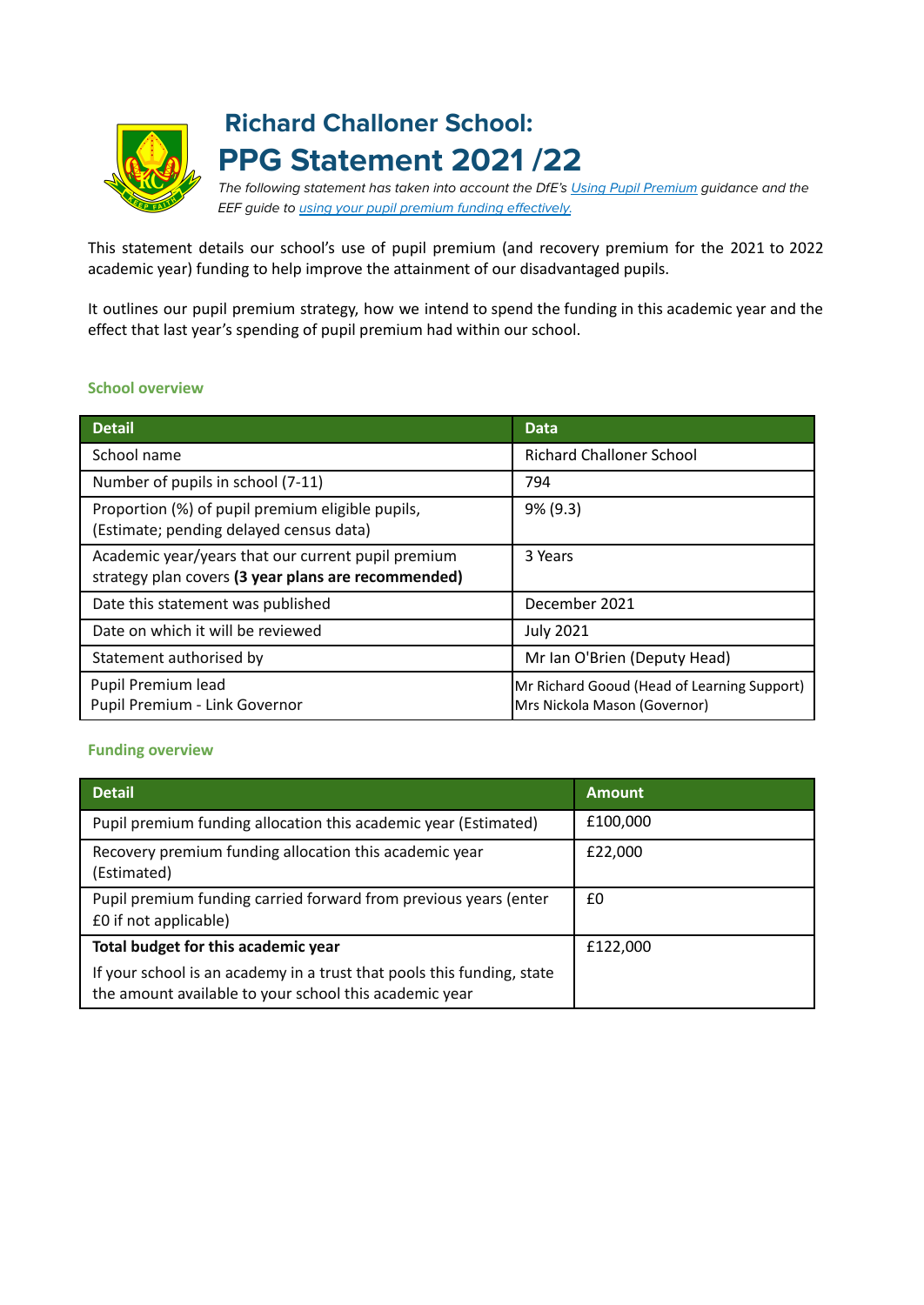# Richard Challoner School:

# PPG Statement 2021 /22

*The following statement has taken into account the DfE's [Using Pupil Premium](#) guidance and the EEF guide to [using your pupil premium funding effectively.](#)*

This statement details our school's use of pupil premium (and recovery premium for the 2021 to 2022 academic year) funding to help improve the attainment of our disadvantaged pupils.

It outlines our pupil premium strategy, how we intend to spend the funding in this academic year and the effect that last year's spending of pupil premium had within our school.

### School overview

| Detail | Data |
|---|---|
| School name | Richard Challoner School |
| Number of pupils in school (7-11) | 794 |
| Proportion (%) of pupil premium eligible pupils, (Estimate; pending delayed census data) | 9% (9.3) |
| Academic year/years that our current pupil premium strategy plan covers **(3 year plans are recommended)** | 3 Years |
| Date this statement was published | December 2021 |
| Date on which it will be reviewed | July 2021 |
| Statement authorised by | Mr Ian O'Brien (Deputy Head) |
| Pupil Premium lead<br>Pupil Premium - Link Governor | Mr Richard Gooud (Head of Learning Support)<br>Mrs Nickola Mason (Governor) |

### Funding overview

| Detail | Amount |
|---|---|
| Pupil premium funding allocation this academic year (Estimated) | £100,000 |
| Recovery premium funding allocation this academic year (Estimated) | £22,000 |
| Pupil premium funding carried forward from previous years (enter £0 if not applicable) | £0 |
| **Total budget for this academic year**<br>If your school is an academy in a trust that pools this funding, state the amount available to your school this academic year | £122,000 |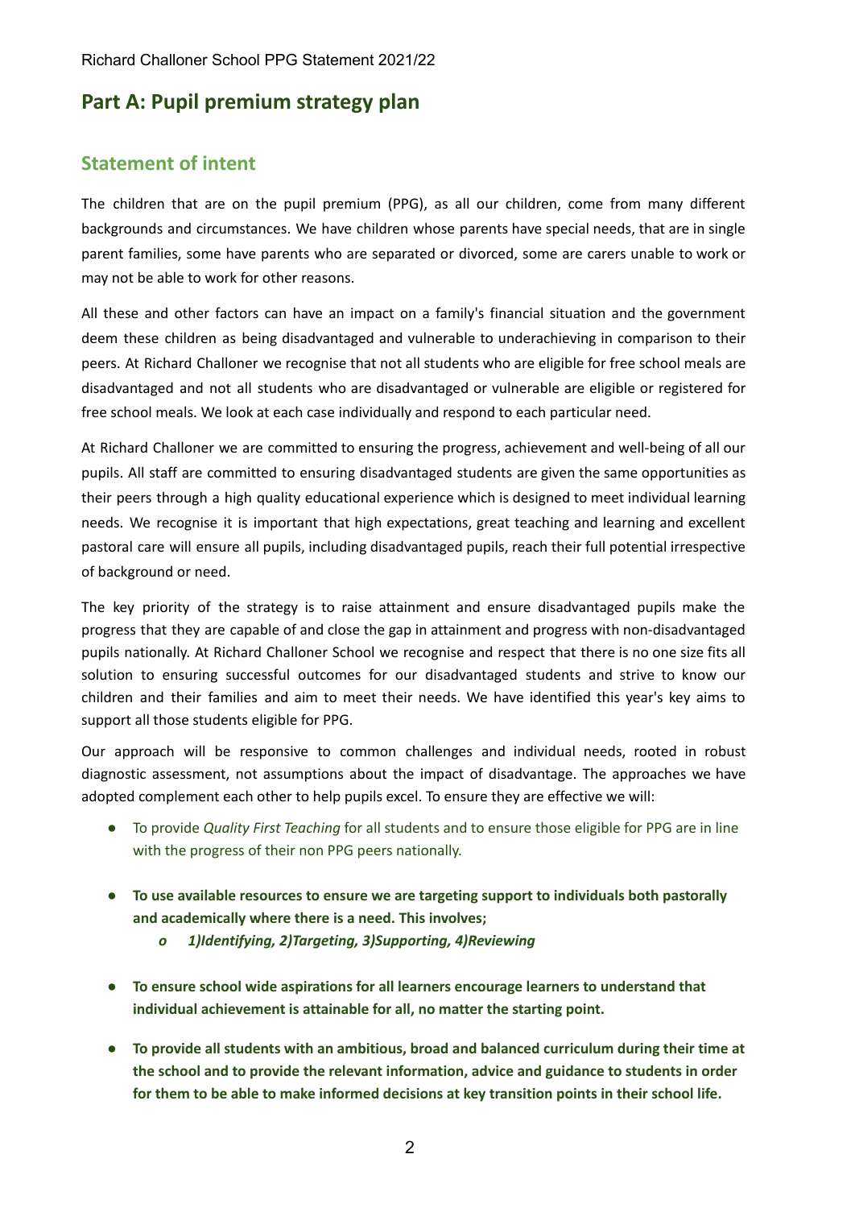# Part A: Pupil premium strategy plan

## Statement of intent

The children that are on the pupil premium (PPG), as all our children, come from many different backgrounds and circumstances. We have children whose parents have special needs, that are in single parent families, some have parents who are separated or divorced, some are carers unable to work or may not be able to work for other reasons.

All these and other factors can have an impact on a family's financial situation and the government deem these children as being disadvantaged and vulnerable to underachieving in comparison to their peers. At Richard Challoner we recognise that not all students who are eligible for free school meals are disadvantaged and not all students who are disadvantaged or vulnerable are eligible or registered for free school meals. We look at each case individually and respond to each particular need.

At Richard Challoner we are committed to ensuring the progress, achievement and well-being of all our pupils. All staff are committed to ensuring disadvantaged students are given the same opportunities as their peers through a high quality educational experience which is designed to meet individual learning needs. We recognise it is important that high expectations, great teaching and learning and excellent pastoral care will ensure all pupils, including disadvantaged pupils, reach their full potential irrespective of background or need.

The key priority of the strategy is to raise attainment and ensure disadvantaged pupils make the progress that they are capable of and close the gap in attainment and progress with non-disadvantaged pupils nationally. At Richard Challoner School we recognise and respect that there is no one size fits all solution to ensuring successful outcomes for our disadvantaged students and strive to know our children and their families and aim to meet their needs. We have identified this year's key aims to support all those students eligible for PPG.

Our approach will be responsive to common challenges and individual needs, rooted in robust diagnostic assessment, not assumptions about the impact of disadvantage. The approaches we have adopted complement each other to help pupils excel. To ensure they are effective we will:

- To provide *Quality First Teaching* for all students and to ensure those eligible for PPG are in line with the progress of their non PPG peers nationally.

- **To use available resources to ensure we are targeting support to individuals both pastorally and academically where there is a need. This involves;**
  - ***1)Identifying, 2)Targeting, 3)Supporting, 4)Reviewing***

- **To ensure school wide aspirations for all learners encourage learners to understand that individual achievement is attainable for all, no matter the starting point.**

- **To provide all students with an ambitious, broad and balanced curriculum during their time at the school and to provide the relevant information, advice and guidance to students in order for them to be able to make informed decisions at key transition points in their school life.**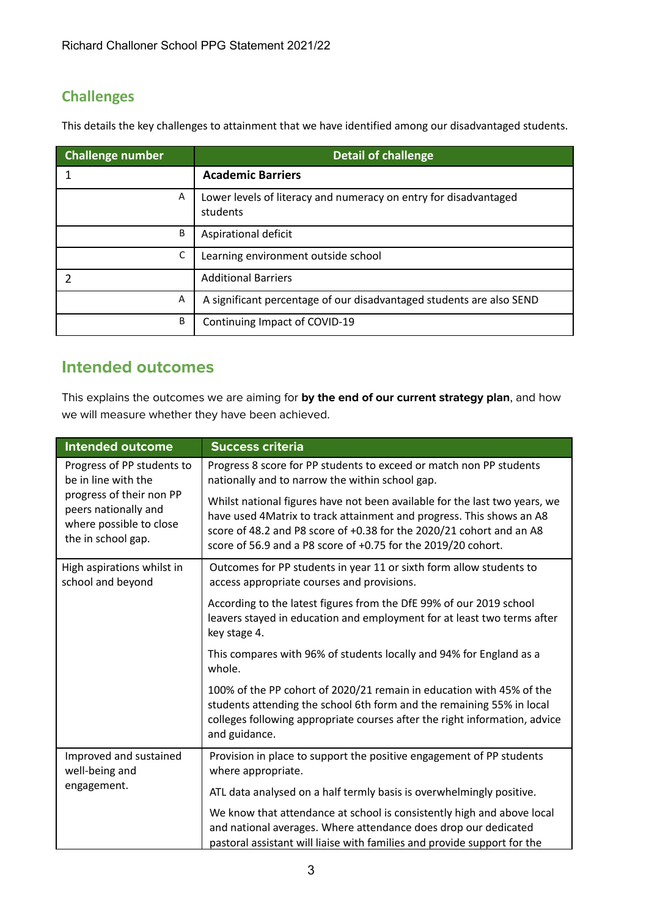## Challenges

This details the key challenges to attainment that we have identified among our disadvantaged students.

| Challenge number | Detail of challenge |
|---|---|
| 1 | **Academic Barriers** |
| A | Lower levels of literacy and numeracy on entry for disadvantaged students |
| B | Aspirational deficit |
| C | Learning environment outside school |
| 2 | Additional Barriers |
| A | A significant percentage of our disadvantaged students are also SEND |
| B | Continuing Impact of COVID-19 |

## Intended outcomes

This explains the outcomes we are aiming for **by the end of our current strategy plan**, and how we will measure whether they have been achieved.

| Intended outcome | Success criteria |
|---|---|
| Progress of PP students to be in line with the progress of their non PP peers nationally and where possible to close the in school gap. | Progress 8 score for PP students to exceed or match non PP students nationally and to narrow the within school gap.<br><br>Whilst national figures have not been available for the last two years, we have used 4Matrix to track attainment and progress. This shows an A8 score of 48.2 and P8 score of +0.38 for the 2020/21 cohort and an A8 score of 56.9 and a P8 score of +0.75 for the 2019/20 cohort. |
| High aspirations whilst in school and beyond | Outcomes for PP students in year 11 or sixth form allow students to access appropriate courses and provisions.<br><br>According to the latest figures from the DfE 99% of our 2019 school leavers stayed in education and employment for at least two terms after key stage 4.<br><br>This compares with 96% of students locally and 94% for England as a whole.<br><br>100% of the PP cohort of 2020/21 remain in education with 45% of the students attending the school 6th form and the remaining 55% in local colleges following appropriate courses after the right information, advice and guidance. |
| Improved and sustained well-being and engagement. | Provision in place to support the positive engagement of PP students where appropriate.<br><br>ATL data analysed on a half termly basis is overwhelmingly positive.<br><br>We know that attendance at school is consistently high and above local and national averages. Where attendance does drop our dedicated pastoral assistant will liaise with families and provide support for the |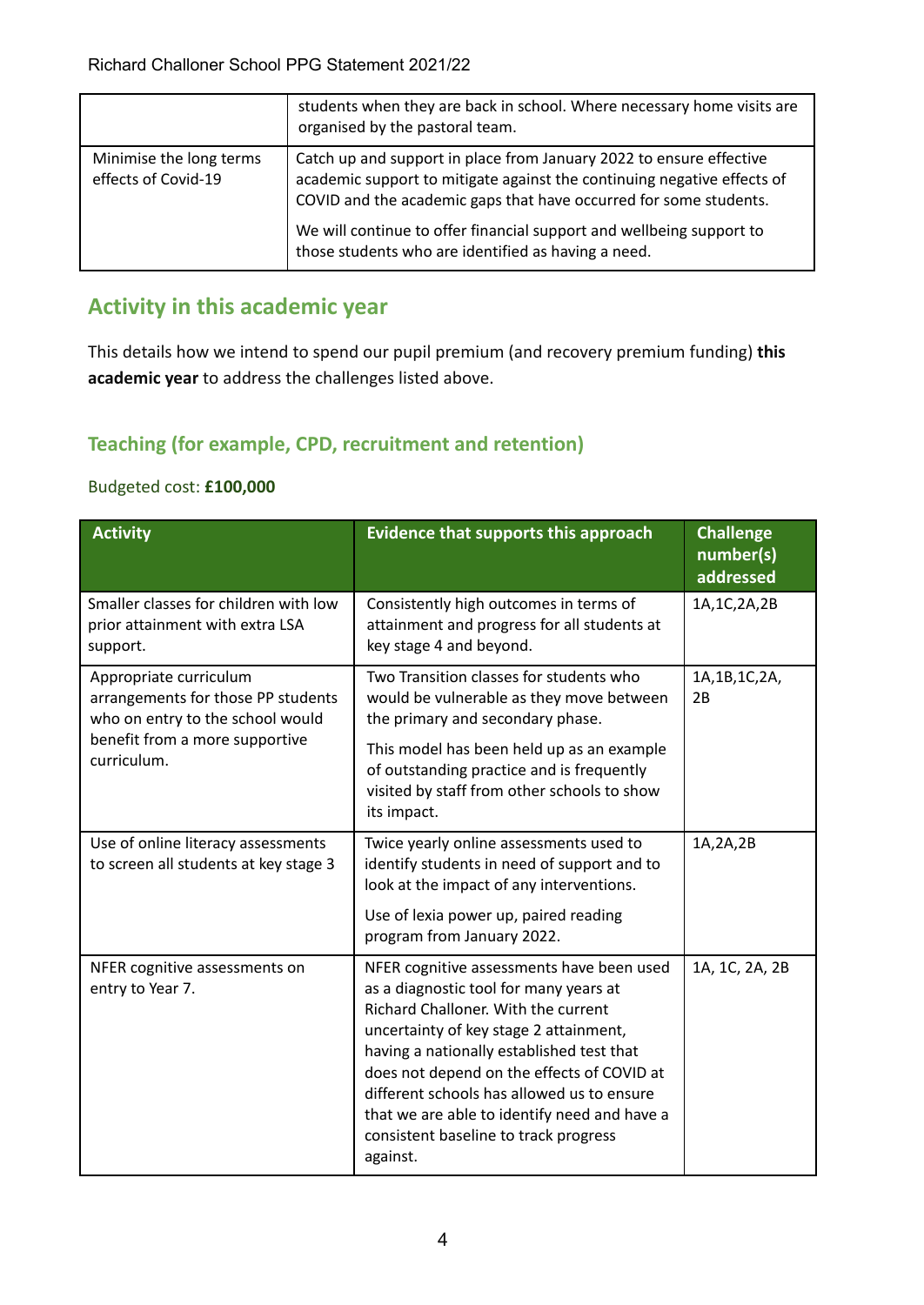| | |
|---|---|
| | students when they are back in school. Where necessary home visits are organised by the pastoral team. |
| Minimise the long terms effects of Covid-19 | Catch up and support in place from January 2022 to ensure effective academic support to mitigate against the continuing negative effects of COVID and the academic gaps that have occurred for some students.<br><br>We will continue to offer financial support and wellbeing support to those students who are identified as having a need. |

## Activity in this academic year

This details how we intend to spend our pupil premium (and recovery premium funding) **this academic year** to address the challenges listed above.

### Teaching (for example, CPD, recruitment and retention)

Budgeted cost: **£100,000**

| Activity | Evidence that supports this approach | Challenge number(s) addressed |
|---|---|---|
| Smaller classes for children with low prior attainment with extra LSA support. | Consistently high outcomes in terms of attainment and progress for all students at key stage 4 and beyond. | 1A,1C,2A,2B |
| Appropriate curriculum arrangements for those PP students who on entry to the school would benefit from a more supportive curriculum. | Two Transition classes for students who would be vulnerable as they move between the primary and secondary phase.<br><br>This model has been held up as an example of outstanding practice and is frequently visited by staff from other schools to show its impact. | 1A,1B,1C,2A, 2B |
| Use of online literacy assessments to screen all students at key stage 3 | Twice yearly online assessments used to identify students in need of support and to look at the impact of any interventions.<br><br>Use of lexia power up, paired reading program from January 2022. | 1A,2A,2B |
| NFER cognitive assessments on entry to Year 7. | NFER cognitive assessments have been used as a diagnostic tool for many years at Richard Challoner. With the current uncertainty of key stage 2 attainment, having a nationally established test that does not depend on the effects of COVID at different schools has allowed us to ensure that we are able to identify need and have a consistent baseline to track progress against. | 1A, 1C, 2A, 2B |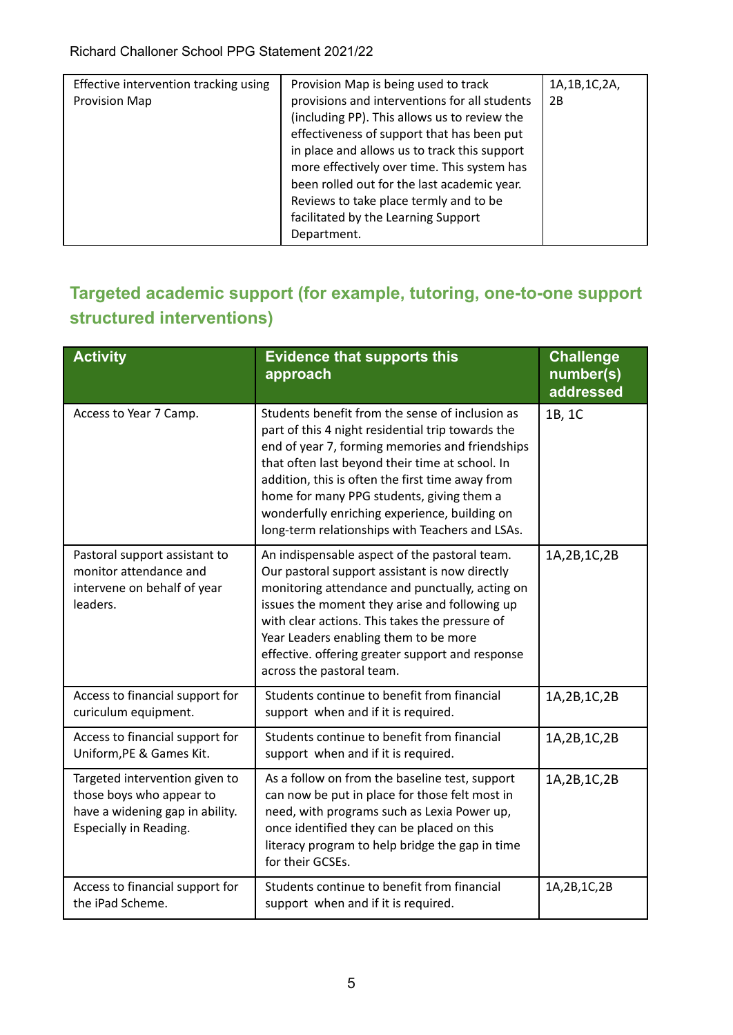| | | |
|---|---|---|
| Effective intervention tracking using Provision Map | Provision Map is being used to track provisions and interventions for all students (including PP). This allows us to review the effectiveness of support that has been put in place and allows us to track this support more effectively over time. This system has been rolled out for the last academic year. Reviews to take place termly and to be facilitated by the Learning Support Department. | 1A,1B,1C,2A, 2B |

## Targeted academic support (for example, tutoring, one-to-one support structured interventions)

| Activity | Evidence that supports this approach | Challenge number(s) addressed |
|---|---|---|
| Access to Year 7 Camp. | Students benefit from the sense of inclusion as part of this 4 night residential trip towards the end of year 7, forming memories and friendships that often last beyond their time at school. In addition, this is often the first time away from home for many PPG students, giving them a wonderfully enriching experience, building on long-term relationships with Teachers and LSAs. | 1B, 1C |
| Pastoral support assistant to monitor attendance and intervene on behalf of year leaders. | An indispensable aspect of the pastoral team. Our pastoral support assistant is now directly monitoring attendance and punctually, acting on issues the moment they arise and following up with clear actions. This takes the pressure of Year Leaders enabling them to be more effective. offering greater support and response across the pastoral team. | 1A,2B,1C,2B |
| Access to financial support for curiculum equipment. | Students continue to benefit from financial support when and if it is required. | 1A,2B,1C,2B |
| Access to financial support for Uniform,PE & Games Kit. | Students continue to benefit from financial support when and if it is required. | 1A,2B,1C,2B |
| Targeted intervention given to those boys who appear to have a widening gap in ability. Especially in Reading. | As a follow on from the baseline test, support can now be put in place for those felt most in need, with programs such as Lexia Power up, once identified they can be placed on this literacy program to help bridge the gap in time for their GCSEs. | 1A,2B,1C,2B |
| Access to financial support for the iPad Scheme. | Students continue to benefit from financial support when and if it is required. | 1A,2B,1C,2B |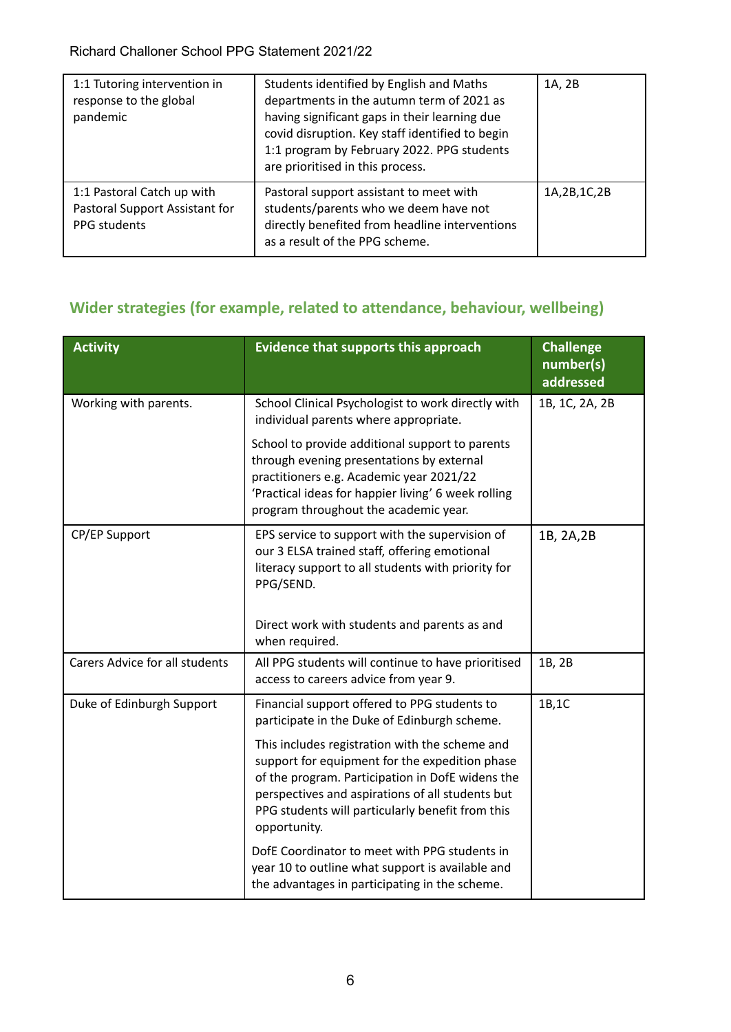| | | |
|---|---|---|
| 1:1 Tutoring intervention in response to the global pandemic | Students identified by English and Maths departments in the autumn term of 2021 as having significant gaps in their learning due covid disruption. Key staff identified to begin 1:1 program by February 2022. PPG students are prioritised in this process. | 1A, 2B |
| 1:1 Pastoral Catch up with Pastoral Support Assistant for PPG students | Pastoral support assistant to meet with students/parents who we deem have not directly benefited from headline interventions as a result of the PPG scheme. | 1A,2B,1C,2B |

## Wider strategies (for example, related to attendance, behaviour, wellbeing)

| Activity | Evidence that supports this approach | Challenge number(s) addressed |
|---|---|---|
| Working with parents. | School Clinical Psychologist to work directly with individual parents where appropriate.<br><br>School to provide additional support to parents through evening presentations by external practitioners e.g. Academic year 2021/22 'Practical ideas for happier living' 6 week rolling program throughout the academic year. | 1B, 1C, 2A, 2B |
| CP/EP Support | EPS service to support with the supervision of our 3 ELSA trained staff, offering emotional literacy support to all students with priority for PPG/SEND.<br><br>Direct work with students and parents as and when required. | 1B, 2A,2B |
| Carers Advice for all students | All PPG students will continue to have prioritised access to careers advice from year 9. | 1B, 2B |
| Duke of Edinburgh Support | Financial support offered to PPG students to participate in the Duke of Edinburgh scheme.<br><br>This includes registration with the scheme and support for equipment for the expedition phase of the program. Participation in DofE widens the perspectives and aspirations of all students but PPG students will particularly benefit from this opportunity.<br><br>DofE Coordinator to meet with PPG students in year 10 to outline what support is available and the advantages in participating in the scheme. | 1B,1C |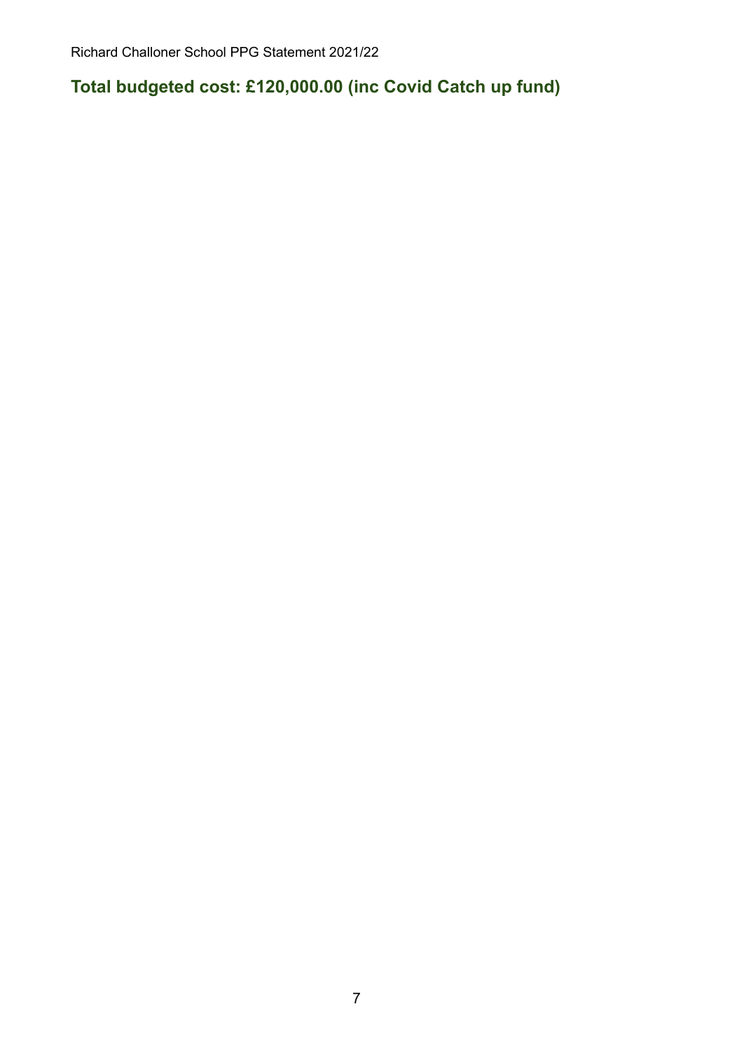## Total budgeted cost: £120,000.00 (inc Covid Catch up fund)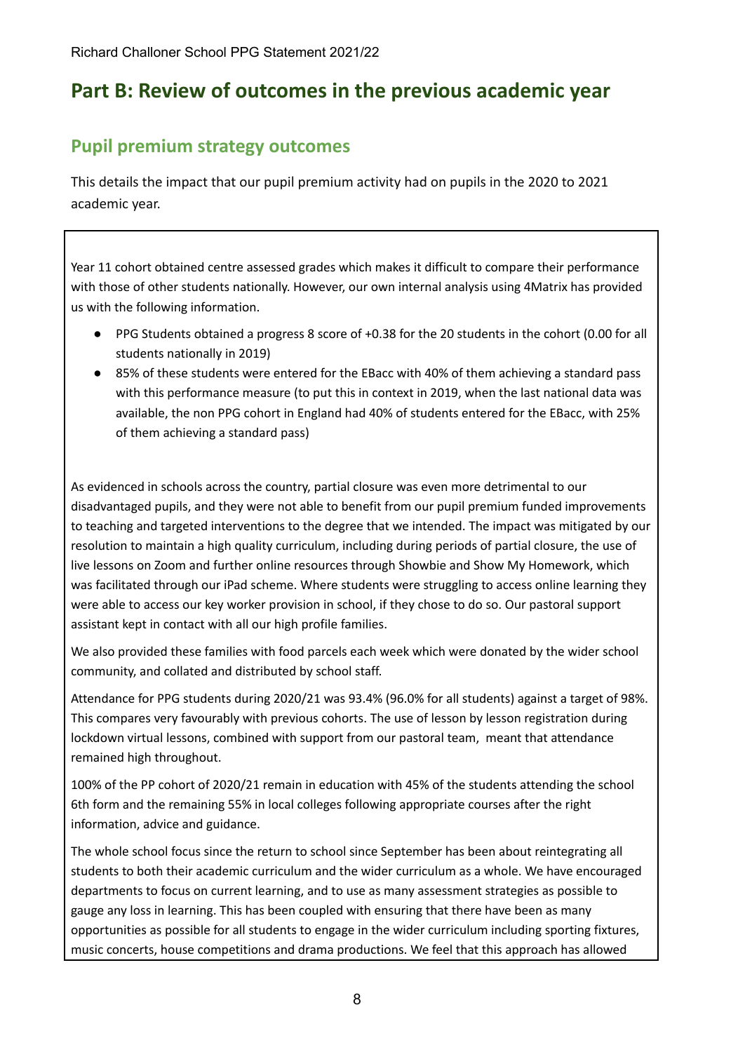# Part B: Review of outcomes in the previous academic year

## Pupil premium strategy outcomes

This details the impact that our pupil premium activity had on pupils in the 2020 to 2021 academic year.

Year 11 cohort obtained centre assessed grades which makes it difficult to compare their performance with those of other students nationally. However, our own internal analysis using 4Matrix has provided us with the following information.

- PPG Students obtained a progress 8 score of +0.38 for the 20 students in the cohort (0.00 for all students nationally in 2019)
- 85% of these students were entered for the EBacc with 40% of them achieving a standard pass with this performance measure (to put this in context in 2019, when the last national data was available, the non PPG cohort in England had 40% of students entered for the EBacc, with 25% of them achieving a standard pass)

As evidenced in schools across the country, partial closure was even more detrimental to our disadvantaged pupils, and they were not able to benefit from our pupil premium funded improvements to teaching and targeted interventions to the degree that we intended. The impact was mitigated by our resolution to maintain a high quality curriculum, including during periods of partial closure, the use of live lessons on Zoom and further online resources through Showbie and Show My Homework, which was facilitated through our iPad scheme. Where students were struggling to access online learning they were able to access our key worker provision in school, if they chose to do so. Our pastoral support assistant kept in contact with all our high profile families.

We also provided these families with food parcels each week which were donated by the wider school community, and collated and distributed by school staff.

Attendance for PPG students during 2020/21 was 93.4% (96.0% for all students) against a target of 98%. This compares very favourably with previous cohorts. The use of lesson by lesson registration during lockdown virtual lessons, combined with support from our pastoral team, meant that attendance remained high throughout.

100% of the PP cohort of 2020/21 remain in education with 45% of the students attending the school 6th form and the remaining 55% in local colleges following appropriate courses after the right information, advice and guidance.

The whole school focus since the return to school since September has been about reintegrating all students to both their academic curriculum and the wider curriculum as a whole. We have encouraged departments to focus on current learning, and to use as many assessment strategies as possible to gauge any loss in learning. This has been coupled with ensuring that there have been as many opportunities as possible for all students to engage in the wider curriculum including sporting fixtures, music concerts, house competitions and drama productions. We feel that this approach has allowed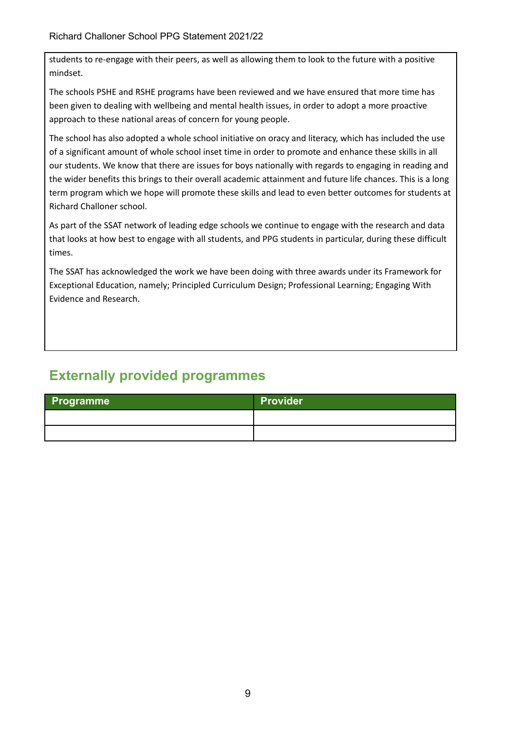students to re-engage with their peers, as well as allowing them to look to the future with a positive mindset.

The schools PSHE and RSHE programs have been reviewed and we have ensured that more time has been given to dealing with wellbeing and mental health issues, in order to adopt a more proactive approach to these national areas of concern for young people.

The school has also adopted a whole school initiative on oracy and literacy, which has included the use of a significant amount of whole school inset time in order to promote and enhance these skills in all our students. We know that there are issues for boys nationally with regards to engaging in reading and the wider benefits this brings to their overall academic attainment and future life chances. This is a long term program which we hope will promote these skills and lead to even better outcomes for students at Richard Challoner school.

As part of the SSAT network of leading edge schools we continue to engage with the research and data that looks at how best to engage with all students, and PPG students in particular, during these difficult times.

The SSAT has acknowledged the work we have been doing with three awards under its Framework for Exceptional Education, namely; Principled Curriculum Design; Professional Learning; Engaging With Evidence and Research.

## Externally provided programmes

| Programme | Provider |
|---|---|
| | |
| | |